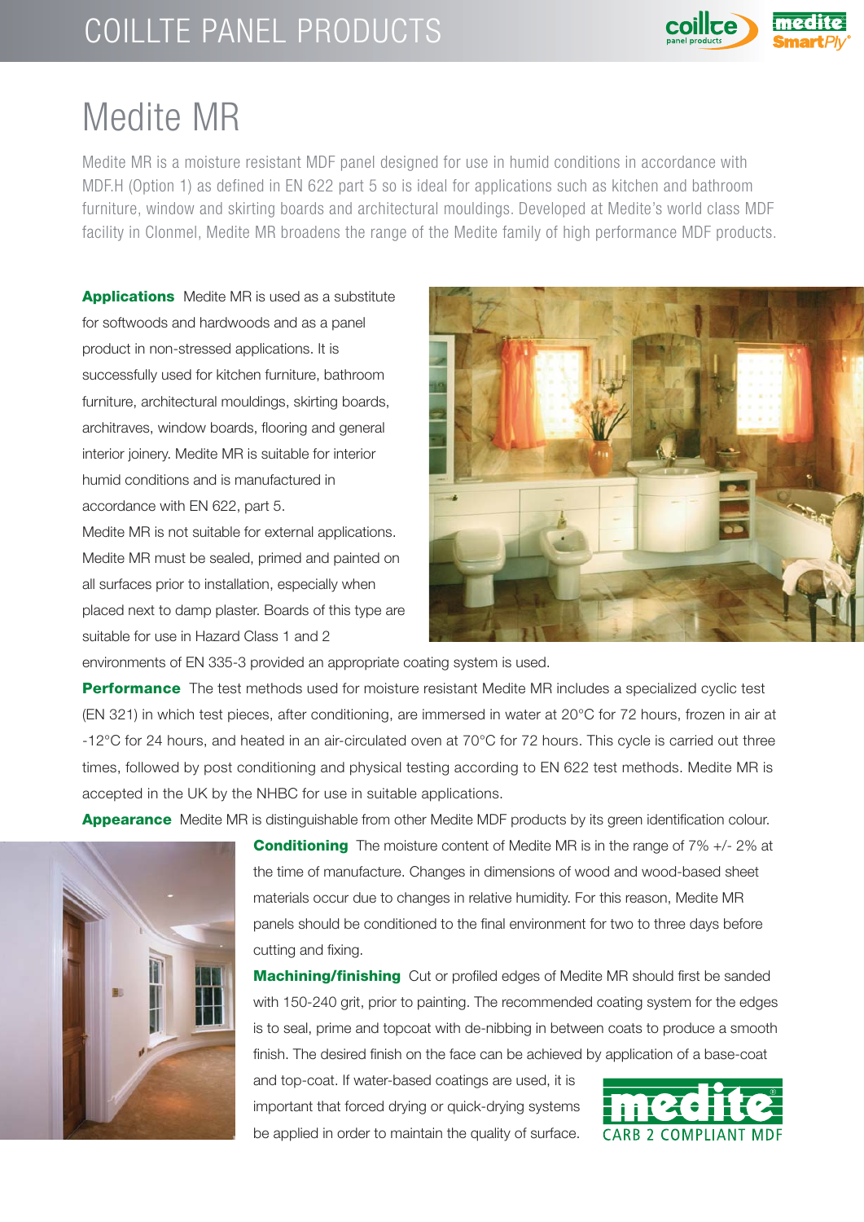# Medite MR

Medite MR is a moisture resistant MDF panel designed for use in humid conditions in accordance with MDF.H (Option 1) as defined in EN 622 part 5 so is ideal for applications such as kitchen and bathroom furniture, window and skirting boards and architectural mouldings. Developed at Medite's world class MDF facility in Clonmel, Medite MR broadens the range of the Medite family of high performance MDF products.

**Applications** Medite MR is used as a substitute for softwoods and hardwoods and as a panel product in non-stressed applications. It is successfully used for kitchen furniture, bathroom furniture, architectural mouldings, skirting boards, architraves, window boards, flooring and general interior joinery. Medite MR is suitable for interior humid conditions and is manufactured in accordance with EN 622, part 5.

Medite MR is not suitable for external applications. Medite MR must be sealed, primed and painted on all surfaces prior to installation, especially when placed next to damp plaster. Boards of this type are suitable for use in Hazard Class 1 and 2 environments of EN 335-3 provided an appropriate coating system is used.

**Performance** The test methods used for moisture resistant Medite MR includes a specialized cyclic test (EN 321) in which test pieces, after conditioning, are immersed in water at 20°C for 72 hours, frozen in air at -12°C for 24 hours, and heated in an air-circulated oven at 70°C for 72 hours. This cycle is carried out three times, followed by post conditioning and physical testing according to EN 622 test methods. Medite MR is accepted in the UK by the NHBC for use in suitable applications.

**Appearance** Medite MR is distinguishable from other Medite MDF products by its green identification colour.

**Conditioning** The moisture content of Medite MR is in the range of 7% +/- 2% at the time of manufacture. Changes in dimensions of wood and wood-based sheet materials occur due to changes in relative humidity. For this reason, Medite MR panels should be conditioned to the final environment for two to three days before cutting and fixing.

**Machining/finishing** Cut or profiled edges of Medite MR should first be sanded with 150-240 grit, prior to painting. The recommended coating system for the edges is to seal, prime and topcoat with de-nibbing in between coats to produce a smooth finish. The desired finish on the face can be achieved by application of a base-coat and top-coat. If water-based coatings are used, it is important that forced drying or quick-drying systems be applied in order to maintain the quality of surface.

medite® CARB 2 COMPLIANT MDF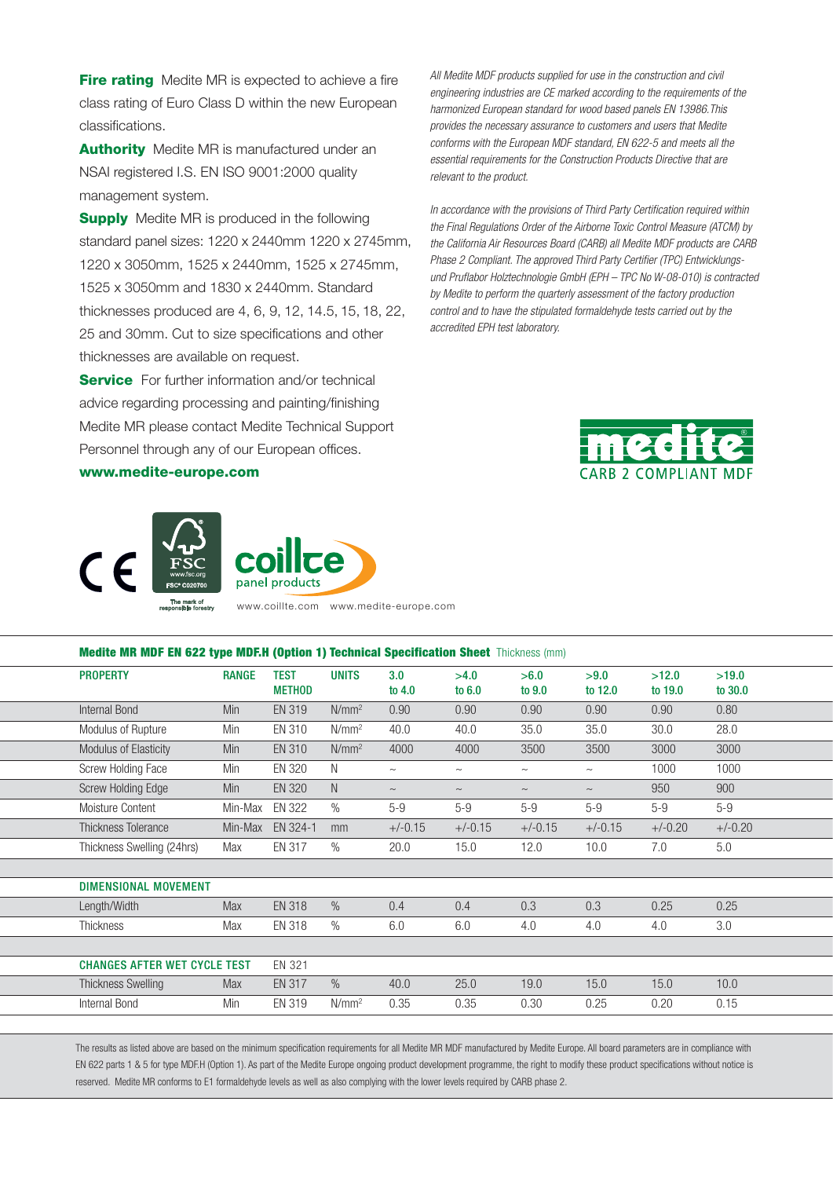**Fire rating** Medite MR is expected to achieve a fire class rating of Euro Class D within the new European classifications.

**Authority** Medite MR is manufactured under an NSAI registered I.S. EN ISO 9001:2000 quality management system.

**Supply** Medite MR is produced in the following standard panel sizes: 1220 x 2440mm 1220 x 2745mm, 1220 x 3050mm, 1525 x 2440mm, 1525 x 2745mm, 1525 x 3050mm and 1830 x 2440mm. Standard thicknesses produced are 4, 6, 9, 12, 14.5, 15, 18, 22, 25 and 30mm. Cut to size specifications and other thicknesses are available on request.

**Service** For further information and/or technical advice regarding processing and painting/finishing Medite MR please contact Medite Technical Support Personnel through any of our European offices.

**www.medite-europe.com**

*All Medite MDF products supplied for use in the construction and civil engineering industries are CE marked according to the requirements of the harmonized European standard for wood based panels EN 13986.This provides the necessary assurance to customers and users that Medite conforms with the European MDF standard, EN 622-5 and meets all the essential requirements for the Construction Products Directive that are relevant to the product.*

*In accordance with the provisions of Third Party Certification required within the Final Regulations Order of the Airborne Toxic Control Measure (ATCM) by the California Air Resources Board (CARB) all Medite MDF products are CARB Phase 2 Compliant. The approved Third Party Certifier (TPC) Entwicklungs- und Pruflabor Holztechnologie GmbH (EPH – TPC No W-08-010) is contracted by Medite to perform the quarterly assessment of the factory production control and to have the stipulated formaldehyde tests carried out by the accredited EPH test laboratory.*

medite® CARB 2 COMPLIANT MDF

FSC www.fsc.org FSC® C020700 The mark of responsible forestry

coillte panel products

www.coillte.com www.medite-europe.com

### Medite MR MDF EN 622 type MDF.H (Option 1) Technical Specification Sheet Thickness (mm)

| PROPERTY | RANGE | TEST METHOD | UNITS | 3.0 to 4.0 | >4.0 to 6.0 | >6.0 to 9.0 | >9.0 to 12.0 | >12.0 to 19.0 | >19.0 to 30.0 |
|---|---|---|---|---|---|---|---|---|---|
| Internal Bond | Min | EN 319 | N/mm² | 0.90 | 0.90 | 0.90 | 0.90 | 0.90 | 0.80 |
| Modulus of Rupture | Min | EN 310 | N/mm² | 40.0 | 40.0 | 35.0 | 35.0 | 30.0 | 28.0 |
| Modulus of Elasticity | Min | EN 310 | N/mm² | 4000 | 4000 | 3500 | 3500 | 3000 | 3000 |
| Screw Holding Face | Min | EN 320 | N | ~ | ~ | ~ | ~ | 1000 | 1000 |
| Screw Holding Edge | Min | EN 320 | N | ~ | ~ | ~ | ~ | 950 | 900 |
| Moisture Content | Min-Max | EN 322 | % | 5-9 | 5-9 | 5-9 | 5-9 | 5-9 | 5-9 |
| Thickness Tolerance | Min-Max | EN 324-1 | mm | +/-0.15 | +/-0.15 | +/-0.15 | +/-0.15 | +/-0.20 | +/-0.20 |
| Thickness Swelling (24hrs) | Max | EN 317 | % | 20.0 | 15.0 | 12.0 | 10.0 | 7.0 | 5.0 |
| | | | | | | | | | |
| DIMENSIONAL MOVEMENT | | | | | | | | | |
| Length/Width | Max | EN 318 | % | 0.4 | 0.4 | 0.3 | 0.3 | 0.25 | 0.25 |
| Thickness | Max | EN 318 | % | 6.0 | 6.0 | 4.0 | 4.0 | 4.0 | 3.0 |
| | | | | | | | | | |
| CHANGES AFTER WET CYCLE TEST | | EN 321 | | | | | | | |
| Thickness Swelling | Max | EN 317 | % | 40.0 | 25.0 | 19.0 | 15.0 | 15.0 | 10.0 |
| Internal Bond | Min | EN 319 | N/mm² | 0.35 | 0.35 | 0.30 | 0.25 | 0.20 | 0.15 |

The results as listed above are based on the minimum specification requirements for all Medite MR MDF manufactured by Medite Europe. All board parameters are in compliance with EN 622 parts 1 & 5 for type MDF.H (Option 1). As part of the Medite Europe ongoing product development programme, the right to modify these product specifications without notice is reserved. Medite MR conforms to E1 formaldehyde levels as well as also complying with the lower levels required by CARB phase 2.